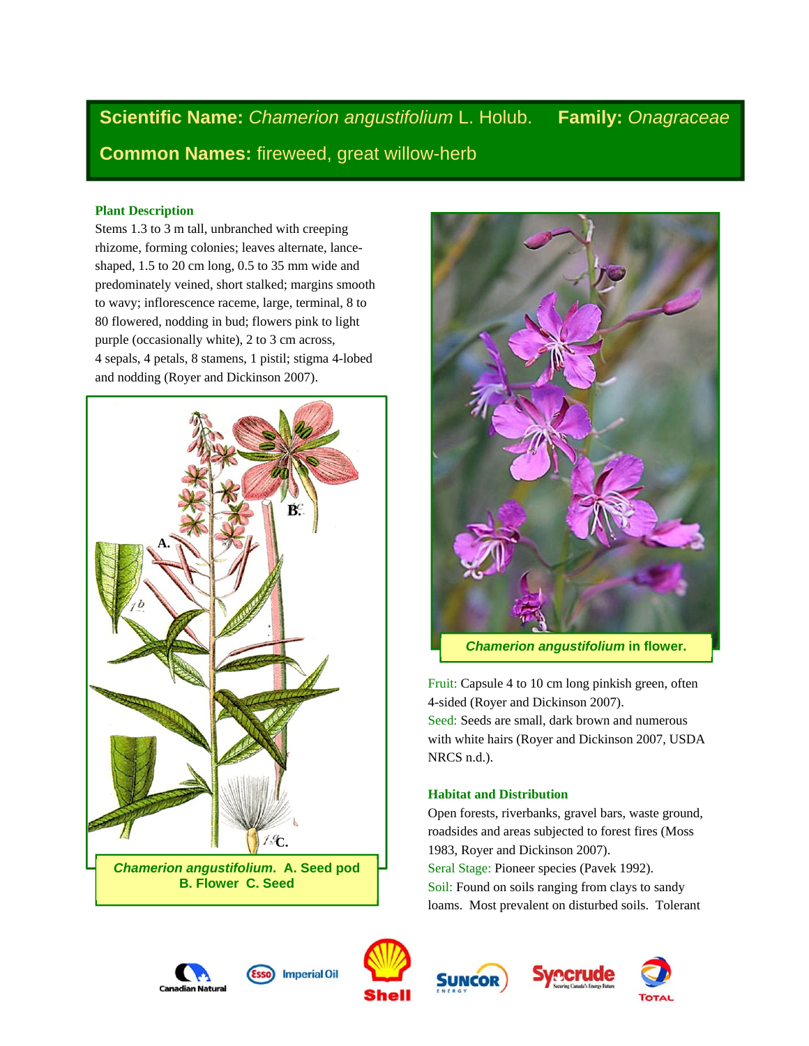**Scientific Name:** *Chamerion angustifolium* L. Holub. **Family:** *Onagraceae*

**Common Names:** fireweed, great willow-herb

## Plant Description

Stems 1.3 to 3 m tall, unbranched with creeping rhizome, forming colonies; leaves alternate, lance-shaped, 1.5 to 20 cm long, 0.5 to 35 mm wide and predominately veined, short stalked; margins smooth to wavy; inflorescence raceme, large, terminal, 8 to 80 flowered, nodding in bud; flowers pink to light purple (occasionally white), 2 to 3 cm across, 4 sepals, 4 petals, 8 stamens, 1 pistil; stigma 4-lobed and nodding (Royer and Dickinson 2007).

***Chamerion angustifolium*. A. Seed pod B. Flower C. Seed**

***Chamerion angustifolium* in flower.**

Fruit: Capsule 4 to 10 cm long pinkish green, often 4-sided (Royer and Dickinson 2007).

Seed: Seeds are small, dark brown and numerous with white hairs (Royer and Dickinson 2007, USDA NRCS n.d.).

## Habitat and Distribution

Open forests, riverbanks, gravel bars, waste ground, roadsides and areas subjected to forest fires (Moss 1983, Royer and Dickinson 2007).

Seral Stage: Pioneer species (Pavek 1992).

Soil: Found on soils ranging from clays to sandy loams. Most prevalent on disturbed soils. Tolerant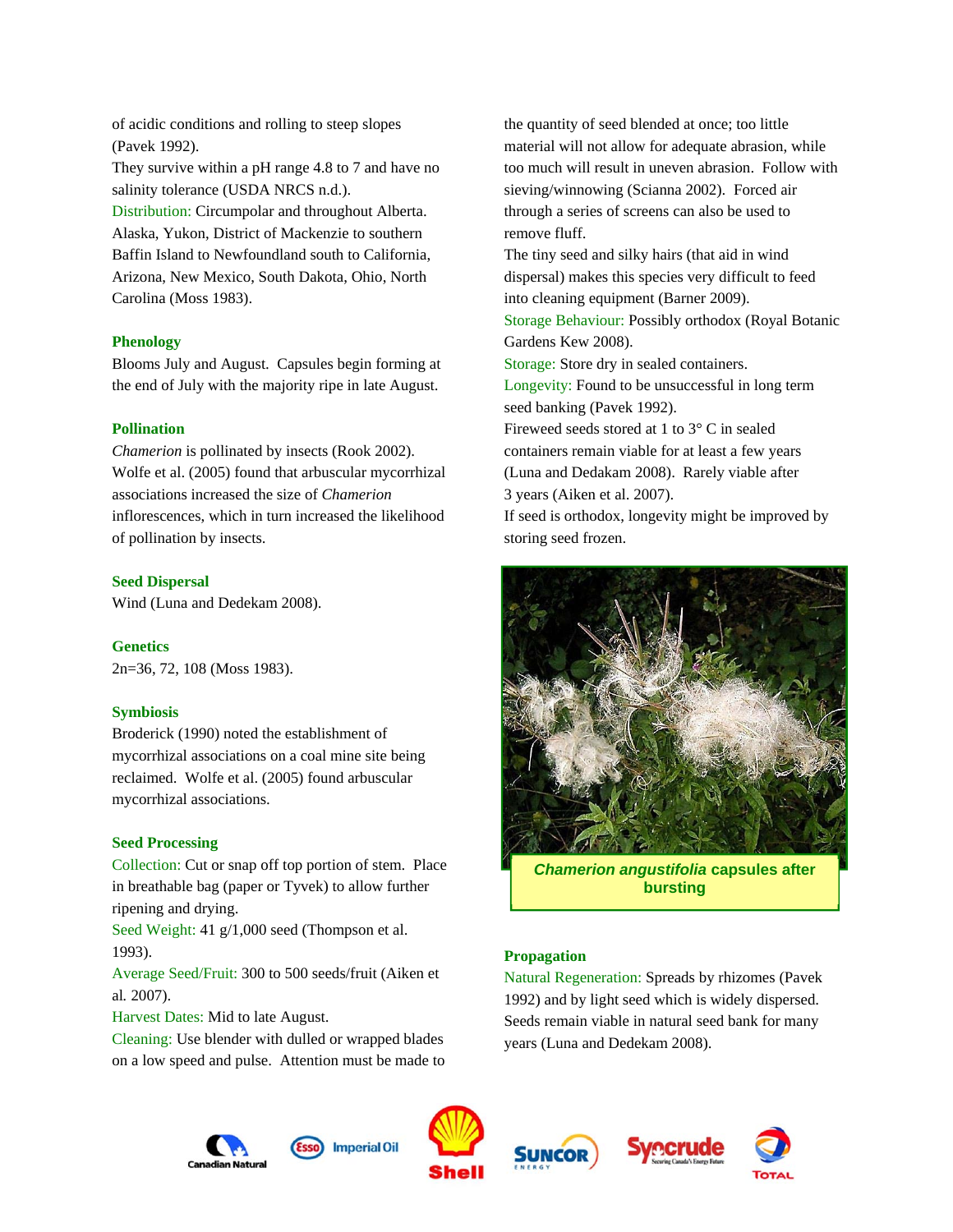of acidic conditions and rolling to steep slopes (Pavek 1992).
They survive within a pH range 4.8 to 7 and have no salinity tolerance (USDA NRCS n.d.).
Distribution: Circumpolar and throughout Alberta. Alaska, Yukon, District of Mackenzie to southern Baffin Island to Newfoundland south to California, Arizona, New Mexico, South Dakota, Ohio, North Carolina (Moss 1983).

## Phenology

Blooms July and August. Capsules begin forming at the end of July with the majority ripe in late August.

## Pollination

*Chamerion* is pollinated by insects (Rook 2002). Wolfe et al. (2005) found that arbuscular mycorrhizal associations increased the size of *Chamerion* inflorescences, which in turn increased the likelihood of pollination by insects.

## Seed Dispersal

Wind (Luna and Dedekam 2008).

## Genetics

2n=36, 72, 108 (Moss 1983).

## Symbiosis

Broderick (1990) noted the establishment of mycorrhizal associations on a coal mine site being reclaimed. Wolfe et al. (2005) found arbuscular mycorrhizal associations.

## Seed Processing

Collection: Cut or snap off top portion of stem. Place in breathable bag (paper or Tyvek) to allow further ripening and drying.
Seed Weight: 41 g/1,000 seed (Thompson et al. 1993).
Average Seed/Fruit: 300 to 500 seeds/fruit (Aiken et al. 2007).
Harvest Dates: Mid to late August.
Cleaning: Use blender with dulled or wrapped blades on a low speed and pulse. Attention must be made to the quantity of seed blended at once; too little material will not allow for adequate abrasion, while too much will result in uneven abrasion. Follow with sieving/winnowing (Scianna 2002). Forced air through a series of screens can also be used to remove fluff.
The tiny seed and silky hairs (that aid in wind dispersal) makes this species very difficult to feed into cleaning equipment (Barner 2009).
Storage Behaviour: Possibly orthodox (Royal Botanic Gardens Kew 2008).
Storage: Store dry in sealed containers.
Longevity: Found to be unsuccessful in long term seed banking (Pavek 1992).
Fireweed seeds stored at 1 to 3° C in sealed containers remain viable for at least a few years (Luna and Dedekam 2008). Rarely viable after 3 years (Aiken et al. 2007).
If seed is orthodox, longevity might be improved by storing seed frozen.

***Chamerion angustifolia* capsules after bursting**

## Propagation

Natural Regeneration: Spreads by rhizomes (Pavek 1992) and by light seed which is widely dispersed. Seeds remain viable in natural seed bank for many years (Luna and Dedekam 2008).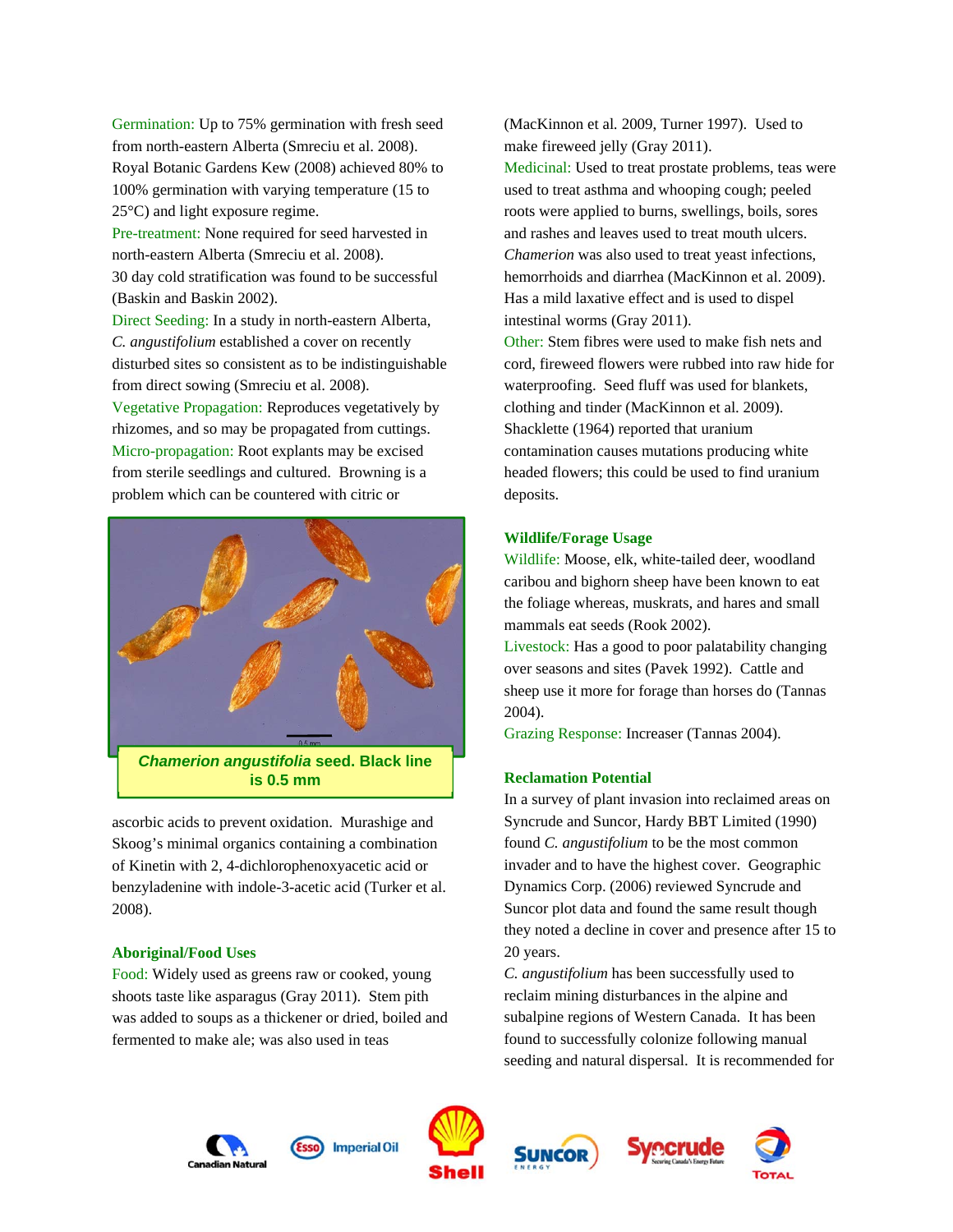Germination: Up to 75% germination with fresh seed from north-eastern Alberta (Smreciu et al. 2008). Royal Botanic Gardens Kew (2008) achieved 80% to 100% germination with varying temperature (15 to 25°C) and light exposure regime.

Pre-treatment: None required for seed harvested in north-eastern Alberta (Smreciu et al. 2008). 30 day cold stratification was found to be successful (Baskin and Baskin 2002).

Direct Seeding: In a study in north-eastern Alberta, *C. angustifolium* established a cover on recently disturbed sites so consistent as to be indistinguishable from direct sowing (Smreciu et al. 2008).

Vegetative Propagation: Reproduces vegetatively by rhizomes, and so may be propagated from cuttings.

Micro-propagation: Root explants may be excised from sterile seedlings and cultured. Browning is a problem which can be countered with citric or ascorbic acids to prevent oxidation. Murashige and Skoog's minimal organics containing a combination of Kinetin with 2, 4-dichlorophenoxyacetic acid or benzyladenine with indole-3-acetic acid (Turker et al. 2008).

***Chamerion angustifolia* seed. Black line is 0.5 mm**

### Aboriginal/Food Uses

Food: Widely used as greens raw or cooked, young shoots taste like asparagus (Gray 2011). Stem pith was added to soups as a thickener or dried, boiled and fermented to make ale; was also used in teas (MacKinnon et al. 2009, Turner 1997). Used to make fireweed jelly (Gray 2011).

Medicinal: Used to treat prostate problems, teas were used to treat asthma and whooping cough; peeled roots were applied to burns, swellings, boils, sores and rashes and leaves used to treat mouth ulcers. *Chamerion* was also used to treat yeast infections, hemorrhoids and diarrhea (MacKinnon et al. 2009). Has a mild laxative effect and is used to dispel intestinal worms (Gray 2011).

Other: Stem fibres were used to make fish nets and cord, fireweed flowers were rubbed into raw hide for waterproofing. Seed fluff was used for blankets, clothing and tinder (MacKinnon et al. 2009). Shacklette (1964) reported that uranium contamination causes mutations producing white headed flowers; this could be used to find uranium deposits.

### Wildlife/Forage Usage

Wildlife: Moose, elk, white-tailed deer, woodland caribou and bighorn sheep have been known to eat the foliage whereas, muskrats, and hares and small mammals eat seeds (Rook 2002).

Livestock: Has a good to poor palatability changing over seasons and sites (Pavek 1992). Cattle and sheep use it more for forage than horses do (Tannas 2004).

Grazing Response: Increaser (Tannas 2004).

### Reclamation Potential

In a survey of plant invasion into reclaimed areas on Syncrude and Suncor, Hardy BBT Limited (1990) found *C. angustifolium* to be the most common invader and to have the highest cover. Geographic Dynamics Corp. (2006) reviewed Syncrude and Suncor plot data and found the same result though they noted a decline in cover and presence after 15 to 20 years.

*C. angustifolium* has been successfully used to reclaim mining disturbances in the alpine and subalpine regions of Western Canada. It has been found to successfully colonize following manual seeding and natural dispersal. It is recommended for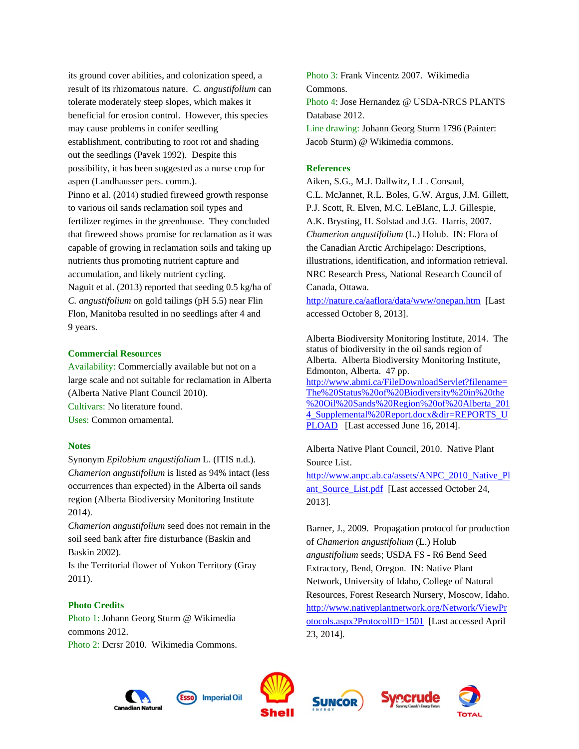its ground cover abilities, and colonization speed, a result of its rhizomatous nature. *C. angustifolium* can tolerate moderately steep slopes, which makes it beneficial for erosion control. However, this species may cause problems in conifer seedling establishment, contributing to root rot and shading out the seedlings (Pavek 1992). Despite this possibility, it has been suggested as a nurse crop for aspen (Landhausser pers. comm.).

Pinno et al. (2014) studied fireweed growth response to various oil sands reclamation soil types and fertilizer regimes in the greenhouse. They concluded that fireweed shows promise for reclamation as it was capable of growing in reclamation soils and taking up nutrients thus promoting nutrient capture and accumulation, and likely nutrient cycling.

Naguit et al. (2013) reported that seeding 0.5 kg/ha of *C. angustifolium* on gold tailings (pH 5.5) near Flin Flon, Manitoba resulted in no seedlings after 4 and 9 years.

### Commercial Resources

**Availability:** Commercially available but not on a large scale and not suitable for reclamation in Alberta (Alberta Native Plant Council 2010).

**Cultivars:** No literature found.

**Uses:** Common ornamental.

### Notes

Synonym *Epilobium angustifolium* L. (ITIS n.d.).

*Chamerion angustifolium* is listed as 94% intact (less occurrences than expected) in the Alberta oil sands region (Alberta Biodiversity Monitoring Institute 2014).

*Chamerion angustifolium* seed does not remain in the soil seed bank after fire disturbance (Baskin and Baskin 2002).

Is the Territorial flower of Yukon Territory (Gray 2011).

### Photo Credits

**Photo 1:** Johann Georg Sturm @ Wikimedia commons 2012.

**Photo 2:** Dcrsr 2010. Wikimedia Commons.

**Photo 3:** Frank Vincentz 2007. Wikimedia Commons.

**Photo 4:** Jose Hernandez @ USDA-NRCS PLANTS Database 2012.

**Line drawing:** Johann Georg Sturm 1796 (Painter: Jacob Sturm) @ Wikimedia commons.

### References

Aiken, S.G., M.J. Dallwitz, L.L. Consaul, C.L. McJannet, R.L. Boles, G.W. Argus, J.M. Gillett, P.J. Scott, R. Elven, M.C. LeBlanc, L.J. Gillespie, A.K. Brysting, H. Solstad and J.G. Harris, 2007. *Chamerion angustifolium* (L.) Holub. IN: Flora of the Canadian Arctic Archipelago: Descriptions, illustrations, identification, and information retrieval. NRC Research Press, National Research Council of Canada, Ottawa. http://nature.ca/aaflora/data/www/onepan.htm [Last accessed October 8, 2013].

Alberta Biodiversity Monitoring Institute, 2014. The status of biodiversity in the oil sands region of Alberta. Alberta Biodiversity Monitoring Institute, Edmonton, Alberta. 47 pp. http://www.abmi.ca/FileDownloadServlet?filename=The%20Status%20of%20Biodiversity%20in%20the%20Oil%20Sands%20Region%20of%20Alberta_2014_Supplemental%20Report.docx&dir=REPORTS_UPLOAD [Last accessed June 16, 2014].

Alberta Native Plant Council, 2010. Native Plant Source List. http://www.anpc.ab.ca/assets/ANPC_2010_Native_Plant_Source_List.pdf [Last accessed October 24, 2013].

Barner, J., 2009. Propagation protocol for production of *Chamerion angustifolium* (L.) Holub *angustifolium* seeds; USDA FS - R6 Bend Seed Extractory, Bend, Oregon. IN: Native Plant Network, University of Idaho, College of Natural Resources, Forest Research Nursery, Moscow, Idaho. http://www.nativeplantnetwork.org/Network/ViewProtocols.aspx?ProtocolID=1501 [Last accessed April 23, 2014].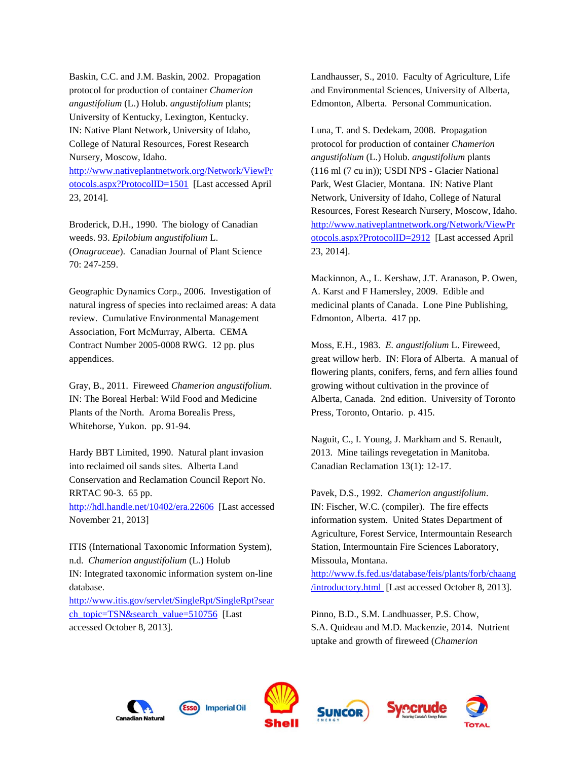Baskin, C.C. and J.M. Baskin, 2002. Propagation protocol for production of container *Chamerion angustifolium* (L.) Holub. *angustifolium* plants; University of Kentucky, Lexington, Kentucky. IN: Native Plant Network, University of Idaho, College of Natural Resources, Forest Research Nursery, Moscow, Idaho. http://www.nativeplantnetwork.org/Network/ViewProtocols.aspx?ProtocolID=1501 [Last accessed April 23, 2014].

Broderick, D.H., 1990. The biology of Canadian weeds. 93. *Epilobium angustifolium* L. (*Onagraceae*). Canadian Journal of Plant Science 70: 247-259.

Geographic Dynamics Corp., 2006. Investigation of natural ingress of species into reclaimed areas: A data review. Cumulative Environmental Management Association, Fort McMurray, Alberta. CEMA Contract Number 2005-0008 RWG. 12 pp. plus appendices.

Gray, B., 2011. Fireweed *Chamerion angustifolium*. IN: The Boreal Herbal: Wild Food and Medicine Plants of the North. Aroma Borealis Press, Whitehorse, Yukon. pp. 91-94.

Hardy BBT Limited, 1990. Natural plant invasion into reclaimed oil sands sites. Alberta Land Conservation and Reclamation Council Report No. RRTAC 90-3. 65 pp. http://hdl.handle.net/10402/era.22606 [Last accessed November 21, 2013]

ITIS (International Taxonomic Information System), n.d. *Chamerion angustifolium* (L.) Holub IN: Integrated taxonomic information system on-line database. http://www.itis.gov/servlet/SingleRpt/SingleRpt?search_topic=TSN&search_value=510756 [Last accessed October 8, 2013].

Landhausser, S., 2010. Faculty of Agriculture, Life and Environmental Sciences, University of Alberta, Edmonton, Alberta. Personal Communication.

Luna, T. and S. Dedekam, 2008. Propagation protocol for production of container *Chamerion angustifolium* (L.) Holub. *angustifolium* plants (116 ml (7 cu in)); USDI NPS - Glacier National Park, West Glacier, Montana. IN: Native Plant Network, University of Idaho, College of Natural Resources, Forest Research Nursery, Moscow, Idaho. http://www.nativeplantnetwork.org/Network/ViewProtocols.aspx?ProtocolID=2912 [Last accessed April 23, 2014].

Mackinnon, A., L. Kershaw, J.T. Aranason, P. Owen, A. Karst and F Hamersley, 2009. Edible and medicinal plants of Canada. Lone Pine Publishing, Edmonton, Alberta. 417 pp.

Moss, E.H., 1983. *E. angustifolium* L. Fireweed, great willow herb. IN: Flora of Alberta. A manual of flowering plants, conifers, ferns, and fern allies found growing without cultivation in the province of Alberta, Canada. 2nd edition. University of Toronto Press, Toronto, Ontario. p. 415.

Naguit, C., I. Young, J. Markham and S. Renault, 2013. Mine tailings revegetation in Manitoba. Canadian Reclamation 13(1): 12-17.

Pavek, D.S., 1992. *Chamerion angustifolium*. IN: Fischer, W.C. (compiler). The fire effects information system. United States Department of Agriculture, Forest Service, Intermountain Research Station, Intermountain Fire Sciences Laboratory, Missoula, Montana. http://www.fs.fed.us/database/feis/plants/forb/chaang/introductory.html [Last accessed October 8, 2013].

Pinno, B.D., S.M. Landhuasser, P.S. Chow, S.A. Quideau and M.D. Mackenzie, 2014. Nutrient uptake and growth of fireweed (*Chamerion*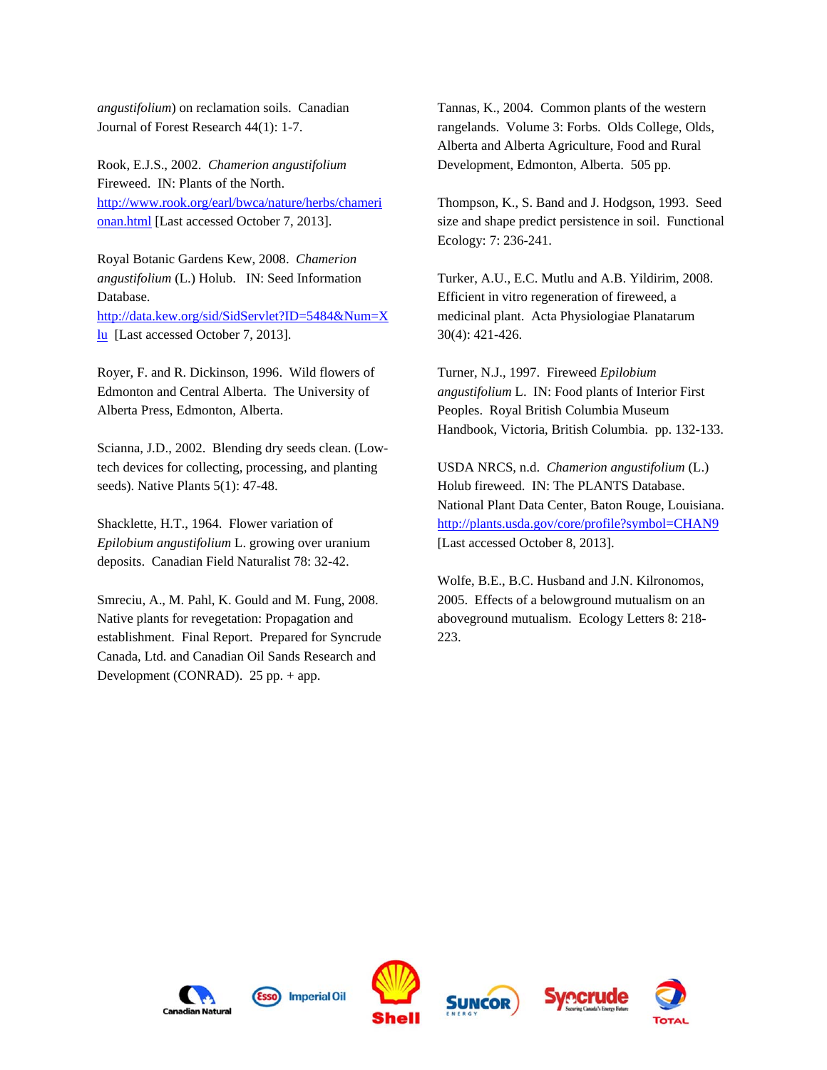*angustifolium*) on reclamation soils. Canadian Journal of Forest Research 44(1): 1-7.

Rook, E.J.S., 2002. *Chamerion angustifolium* Fireweed. IN: Plants of the North. http://www.rook.org/earl/bwca/nature/herbs/chamerionan.html [Last accessed October 7, 2013].

Royal Botanic Gardens Kew, 2008. *Chamerion angustifolium* (L.) Holub. IN: Seed Information Database. http://data.kew.org/sid/SidServlet?ID=5484&Num=Xlu [Last accessed October 7, 2013].

Royer, F. and R. Dickinson, 1996. Wild flowers of Edmonton and Central Alberta. The University of Alberta Press, Edmonton, Alberta.

Scianna, J.D., 2002. Blending dry seeds clean. (Low-tech devices for collecting, processing, and planting seeds). Native Plants 5(1): 47-48.

Shacklette, H.T., 1964. Flower variation of *Epilobium angustifolium* L. growing over uranium deposits. Canadian Field Naturalist 78: 32-42.

Smreciu, A., M. Pahl, K. Gould and M. Fung, 2008. Native plants for revegetation: Propagation and establishment. Final Report. Prepared for Syncrude Canada, Ltd. and Canadian Oil Sands Research and Development (CONRAD). 25 pp. + app.

Tannas, K., 2004. Common plants of the western rangelands. Volume 3: Forbs. Olds College, Olds, Alberta and Alberta Agriculture, Food and Rural Development, Edmonton, Alberta. 505 pp.

Thompson, K., S. Band and J. Hodgson, 1993. Seed size and shape predict persistence in soil. Functional Ecology: 7: 236-241.

Turker, A.U., E.C. Mutlu and A.B. Yildirim, 2008. Efficient in vitro regeneration of fireweed, a medicinal plant. Acta Physiologiae Planatarum 30(4): 421-426.

Turner, N.J., 1997. Fireweed *Epilobium angustifolium* L. IN: Food plants of Interior First Peoples. Royal British Columbia Museum Handbook, Victoria, British Columbia. pp. 132-133.

USDA NRCS, n.d. *Chamerion angustifolium* (L.) Holub fireweed. IN: The PLANTS Database. National Plant Data Center, Baton Rouge, Louisiana. http://plants.usda.gov/core/profile?symbol=CHAN9 [Last accessed October 8, 2013].

Wolfe, B.E., B.C. Husband and J.N. Kilronomos, 2005. Effects of a belowground mutualism on an aboveground mutualism. Ecology Letters 8: 218-223.